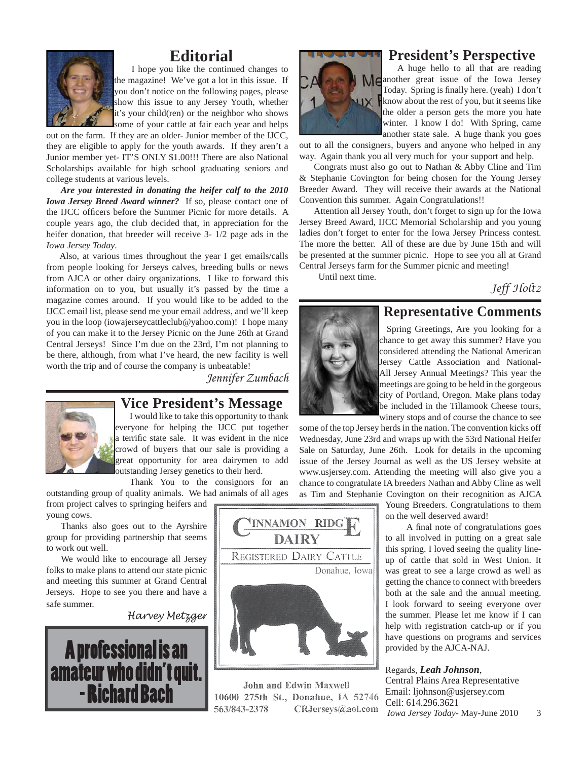## Editorial

I hope you like the continued changes to the magazine! We've got a lot in this issue. If you don't notice on the following pages, please show this issue to any Jersey Youth, whether it's your child(ren) or the neighbor who shows some of your cattle at fair each year and helps out on the farm. If they are an older- Junior member of the IJCC, they are eligible to apply for the youth awards. If they aren't a Junior member yet- IT'S ONLY $1.00!!! There are also National Scholarships available for high school graduating seniors and college students at various levels.

***Are you interested in donating the heifer calf to the 2010 Iowa Jersey Breed Award winner?*** If so, please contact one of the IJCC officers before the Summer Picnic for more details. A couple years ago, the club decided that, in appreciation for the heifer donation, that breeder will receive 3- 1/2 page ads in the *Iowa Jersey Today*.

Also, at various times throughout the year I get emails/calls from people looking for Jerseys calves, breeding bulls or news from AJCA or other dairy organizations. I like to forward this information on to you, but usually it's passed by the time a magazine comes around. If you would like to be added to the IJCC email list, please send me your email address, and we'll keep you in the loop (iowajerseycattleclub@yahoo.com)! I hope many of you can make it to the Jersey Picnic on the June 26th at Grand Central Jerseys! Since I'm due on the 23rd, I'm not planning to be there, although, from what I've heard, the new facility is well worth the trip and of course the company is unbeatable!

*Jennifer Zumbach*

## Vice President's Message

I would like to take this opportunity to thank everyone for helping the IJCC put together a terrific state sale. It was evident in the nice crowd of buyers that our sale is providing a great opportunity for area dairymen to add outstanding Jersey genetics to their herd.

Thank You to the consignors for an outstanding group of quality animals. We had animals of all ages from project calves to springing heifers and young cows.

Thanks also goes out to the Ayrshire group for providing partnership that seems to work out well.

We would like to encourage all Jersey folks to make plans to attend our state picnic and meeting this summer at Grand Central Jerseys. Hope to see you there and have a safe summer.

*Harvey Metzger*

**A professional is an amateur who didn't quit. - Richard Bach**

## President's Perspective

A huge hello to all that are reading another great issue of the Iowa Jersey Today. Spring is finally here. (yeah) I don't know about the rest of you, but it seems like the older a person gets the more you hate winter. I know I do! With Spring, came another state sale. A huge thank you goes out to all the consigners, buyers and anyone who helped in any way. Again thank you all very much for your support and help.

Congrats must also go out to Nathan & Abby Cline and Tim & Stephanie Covington for being chosen for the Young Jersey Breeder Award. They will receive their awards at the National Convention this summer. Again Congratulations!!

Attention all Jersey Youth, don't forget to sign up for the Iowa Jersey Breed Award, IJCC Memorial Scholarship and you young ladies don't forget to enter for the Iowa Jersey Princess contest. The more the better. All of these are due by June 15th and will be presented at the summer picnic. Hope to see you all at Grand Central Jerseys farm for the Summer picnic and meeting!

Until next time.

*Jeff Holtz*

## Representative Comments

Spring Greetings, Are you looking for a chance to get away this summer? Have you considered attending the National American Jersey Cattle Association and National-All Jersey Annual Meetings? This year the meetings are going to be held in the gorgeous city of Portland, Oregon. Make plans today be included in the Tillamook Cheese tours, winery stops and of course the chance to see some of the top Jersey herds in the nation. The convention kicks off Wednesday, June 23rd and wraps up with the 53rd National Heifer Sale on Saturday, June 26th. Look for details in the upcoming issue of the Jersey Journal as well as the US Jersey website at www.usjersey.com. Attending the meeting will also give you a chance to congratulate IA breeders Nathan and Abby Cline as well as Tim and Stephanie Covington on their recognition as AJCA Young Breeders. Congratulations to them on the well deserved award!

A final note of congratulations goes to all involved in putting on a great sale this spring. I loved seeing the quality line-up of cattle that sold in West Union. It was great to see a large crowd as well as getting the chance to connect with breeders both at the sale and the annual meeting. I look forward to seeing everyone over the summer. Please let me know if I can help with registration catch-up or if you have questions on programs and services provided by the AJCA-NAJ.

Regards, ***Leah Johnson***,
Central Plains Area Representative
Email: ljohnson@usjersey.com
Cell: 614.296.3621

**CINNAMON RIDGE DAIRY**
REGISTERED DAIRY CATTLE
Donahue, Iowa

John and Edwin Maxwell
10600 275th St., Donahue, IA 52746
563/843-2378 CRJerseys@aol.com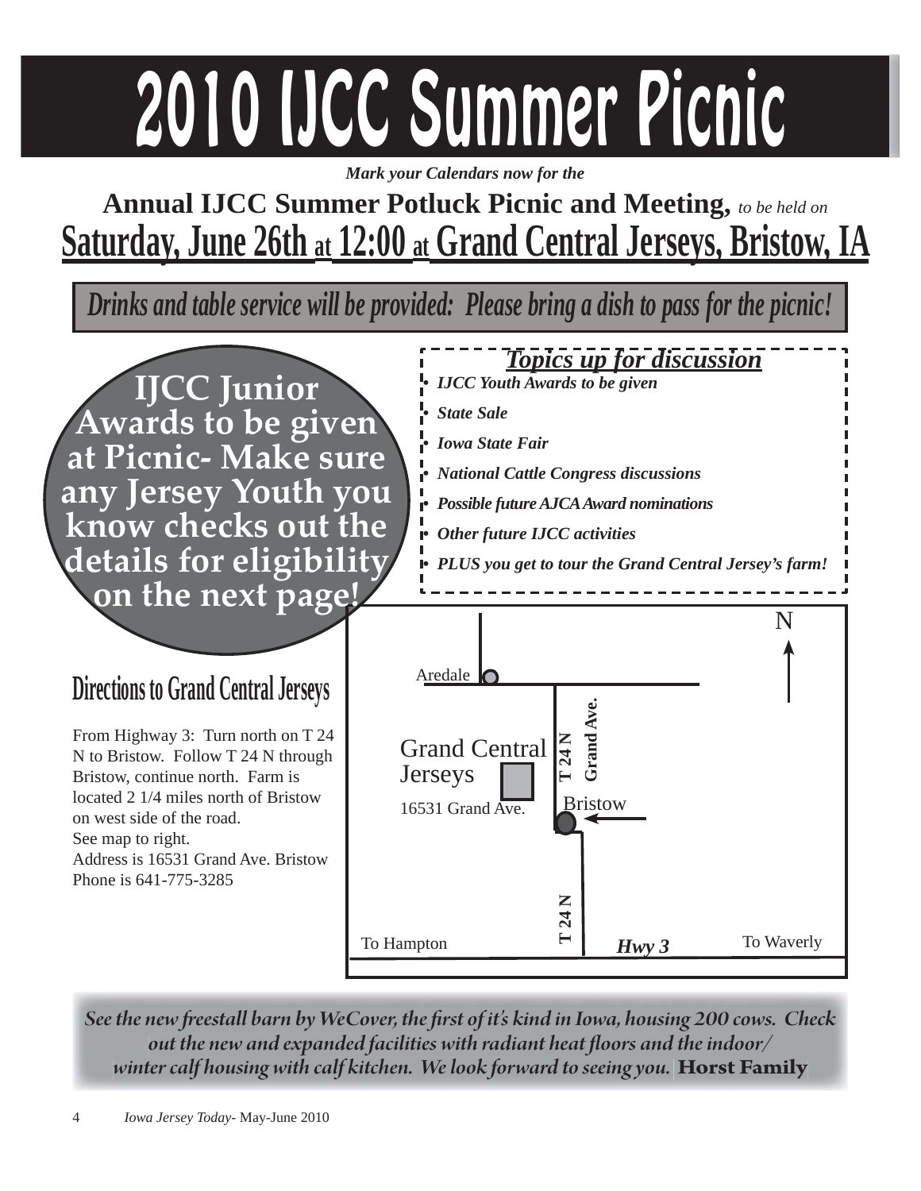# 2010 IJCC Summer Picnic

*Mark your Calendars now for the*

**Annual IJCC Summer Potluck Picnic and Meeting,** *to be held on*

**Saturday, June 26th at 12:00 at Grand Central Jerseys, Bristow, IA**

***Drinks and table service will be provided: Please bring a dish to pass for the picnic!***

**IJCC Junior Awards to be given at Picnic- Make sure any Jersey Youth you know checks out the details for eligibility on the next page!**

## *Topics up for discussion*

- *IJCC Youth Awards to be given*
- *State Sale*
- *Iowa State Fair*
- *National Cattle Congress discussions*
- *Possible future AJCA Award nominations*
- *Other future IJCC activities*
- *PLUS you get to tour the Grand Central Jersey's farm!*

## Directions to Grand Central Jerseys

From Highway 3: Turn north on T 24 N to Bristow. Follow T 24 N through Bristow, continue north. Farm is located 2 1/4 miles north of Bristow on west side of the road.
See map to right.
Address is 16531 Grand Ave. Bristow
Phone is 641-775-3285

N
Aredale
Grand Central Jerseys
16531 Grand Ave.
T 24 N
Grand Ave.
Bristow
T 24 N
To Hampton
Hwy 3
To Waverly

*See the new freestall barn by WeCover, the first of it's kind in Iowa, housing 200 cows. Check out the new and expanded facilities with radiant heat floors and the indoor/ winter calf housing with calf kitchen. We look forward to seeing you.* **Horst Family**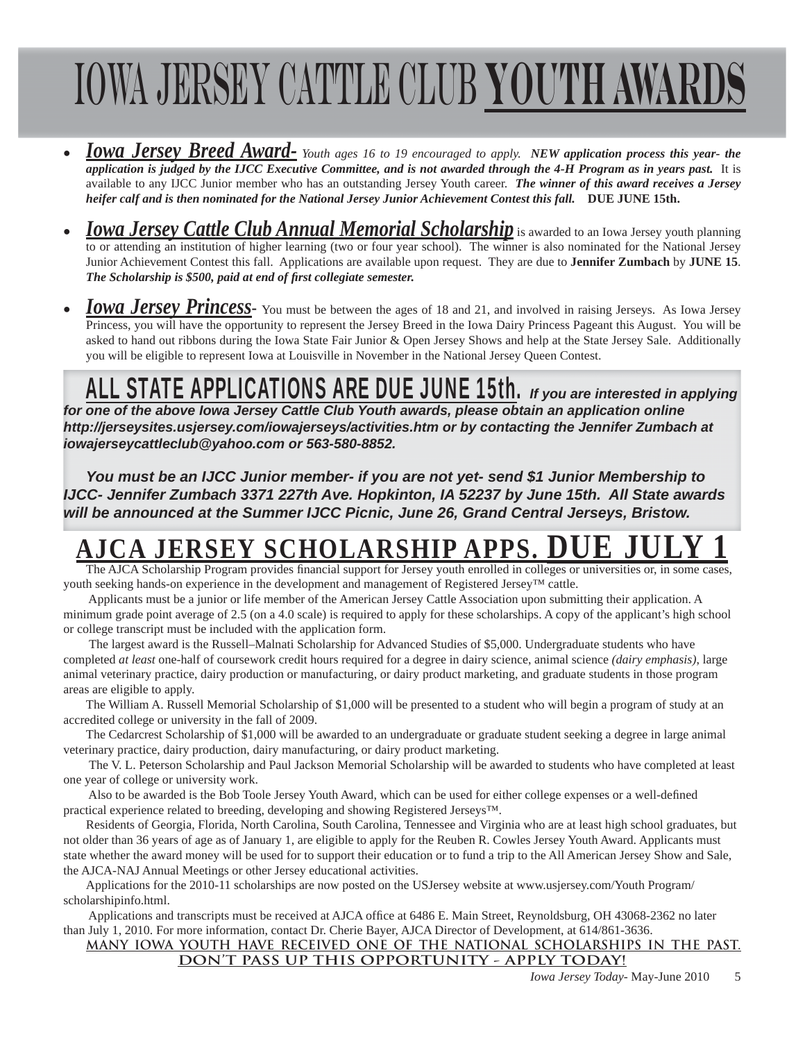# IOWA JERSEY CATTLE CLUB **YOUTH AWARDS**

- ***Iowa Jersey Breed Award-*** *Youth ages 16 to 19 encouraged to apply.* ***NEW application process this year- the application is judged by the IJCC Executive Committee, and is not awarded through the 4-H Program as in years past.*** It is available to any IJCC Junior member who has an outstanding Jersey Youth career. ***The winner of this award receives a Jersey heifer calf and is then nominated for the National Jersey Junior Achievement Contest this fall.*** **DUE JUNE 15th.**

- ***Iowa Jersey Cattle Club Annual Memorial Scholarship*** is awarded to an Iowa Jersey youth planning to or attending an institution of higher learning (two or four year school). The winner is also nominated for the National Jersey Junior Achievement Contest this fall. Applications are available upon request. They are due to **Jennifer Zumbach** by **JUNE 15**. ***The Scholarship is $500, paid at end of first collegiate semester.***

- ***Iowa Jersey Princess-*** You must be between the ages of 18 and 21, and involved in raising Jerseys. As Iowa Jersey Princess, you will have the opportunity to represent the Jersey Breed in the Iowa Dairy Princess Pageant this August. You will be asked to hand out ribbons during the Iowa State Fair Junior & Open Jersey Shows and help at the State Jersey Sale. Additionally you will be eligible to represent Iowa at Louisville in November in the National Jersey Queen Contest.

**ALL STATE APPLICATIONS ARE DUE JUNE 15th.** ***If you are interested in applying for one of the above Iowa Jersey Cattle Club Youth awards, please obtain an application online http://jerseysites.usjersey.com/iowajerseys/activities.htm or by contacting the Jennifer Zumbach at iowajerseycattleclub@yahoo.com or 563-580-8852.***

***You must be an IJCC Junior member- if you are not yet- send $1 Junior Membership to IJCC- Jennifer Zumbach 3371 227th Ave. Hopkinton, IA 52237 by June 15th. All State awards will be announced at the Summer IJCC Picnic, June 26, Grand Central Jerseys, Bristow.***

## AJCA JERSEY SCHOLARSHIP APPS. DUE JULY 1

The AJCA Scholarship Program provides financial support for Jersey youth enrolled in colleges or universities or, in some cases, youth seeking hands-on experience in the development and management of Registered Jersey™ cattle.

Applicants must be a junior or life member of the American Jersey Cattle Association upon submitting their application. A minimum grade point average of 2.5 (on a 4.0 scale) is required to apply for these scholarships. A copy of the applicant's high school or college transcript must be included with the application form.

The largest award is the Russell–Malnati Scholarship for Advanced Studies of $5,000. Undergraduate students who have completed *at least* one-half of coursework credit hours required for a degree in dairy science, animal science *(dairy emphasis)*, large animal veterinary practice, dairy production or manufacturing, or dairy product marketing, and graduate students in those program areas are eligible to apply.

The William A. Russell Memorial Scholarship of $1,000 will be presented to a student who will begin a program of study at an accredited college or university in the fall of 2009.

The Cedarcrest Scholarship of $1,000 will be awarded to an undergraduate or graduate student seeking a degree in large animal veterinary practice, dairy production, dairy manufacturing, or dairy product marketing.

The V. L. Peterson Scholarship and Paul Jackson Memorial Scholarship will be awarded to students who have completed at least one year of college or university work.

Also to be awarded is the Bob Toole Jersey Youth Award, which can be used for either college expenses or a well-defined practical experience related to breeding, developing and showing Registered Jerseys™.

Residents of Georgia, Florida, North Carolina, South Carolina, Tennessee and Virginia who are at least high school graduates, but not older than 36 years of age as of January 1, are eligible to apply for the Reuben R. Cowles Jersey Youth Award. Applicants must state whether the award money will be used for to support their education or to fund a trip to the All American Jersey Show and Sale, the AJCA-NAJ Annual Meetings or other Jersey educational activities.

Applications for the 2010-11 scholarships are now posted on the USJersey website at www.usjersey.com/Youth Program/scholarshipinfo.html.

Applications and transcripts must be received at AJCA office at 6486 E. Main Street, Reynoldsburg, OH 43068-2362 no later than July 1, 2010. For more information, contact Dr. Cherie Bayer, AJCA Director of Development, at 614/861-3636.

**MANY IOWA YOUTH HAVE RECEIVED ONE OF THE NATIONAL SCHOLARSHIPS IN THE PAST. DON'T PASS UP THIS OPPORTUNITY - APPLY TODAY!**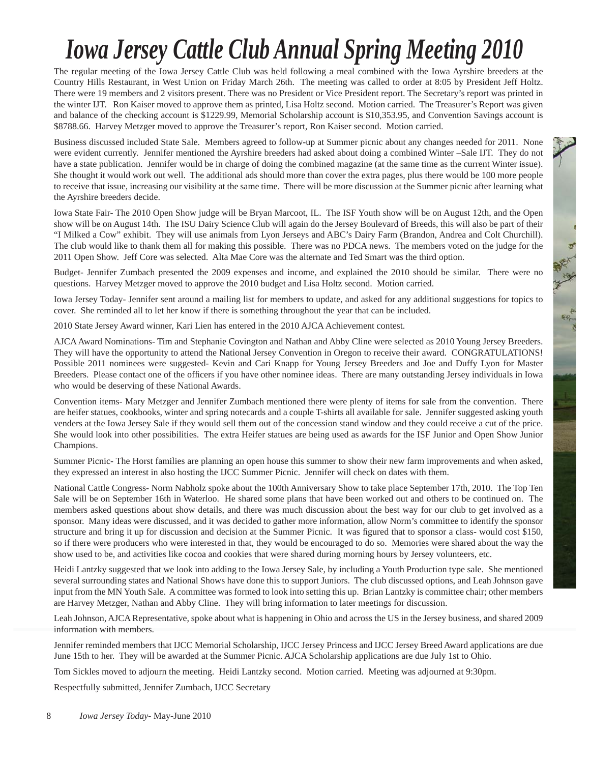# Iowa Jersey Cattle Club Annual Spring Meeting 2010

The regular meeting of the Iowa Jersey Cattle Club was held following a meal combined with the Iowa Ayrshire breeders at the Country Hills Restaurant, in West Union on Friday March 26th. The meeting was called to order at 8:05 by President Jeff Holtz. There were 19 members and 2 visitors present. There was no President or Vice President report. The Secretary's report was printed in the winter IJT. Ron Kaiser moved to approve them as printed, Lisa Holtz second. Motion carried. The Treasurer's Report was given and balance of the checking account is $1229.99, Memorial Scholarship account is $10,353.95, and Convention Savings account is $8788.66. Harvey Metzger moved to approve the Treasurer's report, Ron Kaiser second. Motion carried.

Business discussed included State Sale. Members agreed to follow-up at Summer picnic about any changes needed for 2011. None were evident currently. Jennifer mentioned the Ayrshire breeders had asked about doing a combined Winter –Sale IJT. They do not have a state publication. Jennifer would be in charge of doing the combined magazine (at the same time as the current Winter issue). She thought it would work out well. The additional ads should more than cover the extra pages, plus there would be 100 more people to receive that issue, increasing our visibility at the same time. There will be more discussion at the Summer picnic after learning what the Ayrshire breeders decide.

Iowa State Fair- The 2010 Open Show judge will be Bryan Marcoot, IL. The ISF Youth show will be on August 12th, and the Open show will be on August 14th. The ISU Dairy Science Club will again do the Jersey Boulevard of Breeds, this will also be part of their "I Milked a Cow" exhibit. They will use animals from Lyon Jerseys and ABC's Dairy Farm (Brandon, Andrea and Colt Churchill). The club would like to thank them all for making this possible. There was no PDCA news. The members voted on the judge for the 2011 Open Show. Jeff Core was selected. Alta Mae Core was the alternate and Ted Smart was the third option.

Budget- Jennifer Zumbach presented the 2009 expenses and income, and explained the 2010 should be similar. There were no questions. Harvey Metzger moved to approve the 2010 budget and Lisa Holtz second. Motion carried.

Iowa Jersey Today- Jennifer sent around a mailing list for members to update, and asked for any additional suggestions for topics to cover. She reminded all to let her know if there is something throughout the year that can be included.

2010 State Jersey Award winner, Kari Lien has entered in the 2010 AJCA Achievement contest.

AJCA Award Nominations- Tim and Stephanie Covington and Nathan and Abby Cline were selected as 2010 Young Jersey Breeders. They will have the opportunity to attend the National Jersey Convention in Oregon to receive their award. CONGRATULATIONS! Possible 2011 nominees were suggested- Kevin and Cari Knapp for Young Jersey Breeders and Joe and Duffy Lyon for Master Breeders. Please contact one of the officers if you have other nominee ideas. There are many outstanding Jersey individuals in Iowa who would be deserving of these National Awards.

Convention items- Mary Metzger and Jennifer Zumbach mentioned there were plenty of items for sale from the convention. There are heifer statues, cookbooks, winter and spring notecards and a couple T-shirts all available for sale. Jennifer suggested asking youth venders at the Iowa Jersey Sale if they would sell them out of the concession stand window and they could receive a cut of the price. She would look into other possibilities. The extra Heifer statues are being used as awards for the ISF Junior and Open Show Junior Champions.

Summer Picnic- The Horst families are planning an open house this summer to show their new farm improvements and when asked, they expressed an interest in also hosting the IJCC Summer Picnic. Jennifer will check on dates with them.

National Cattle Congress- Norm Nabholz spoke about the 100th Anniversary Show to take place September 17th, 2010. The Top Ten Sale will be on September 16th in Waterloo. He shared some plans that have been worked out and others to be continued on. The members asked questions about show details, and there was much discussion about the best way for our club to get involved as a sponsor. Many ideas were discussed, and it was decided to gather more information, allow Norm's committee to identify the sponsor structure and bring it up for discussion and decision at the Summer Picnic. It was figured that to sponsor a class- would cost $150, so if there were producers who were interested in that, they would be encouraged to do so. Memories were shared about the way the show used to be, and activities like cocoa and cookies that were shared during morning hours by Jersey volunteers, etc.

Heidi Lantzky suggested that we look into adding to the Iowa Jersey Sale, by including a Youth Production type sale. She mentioned several surrounding states and National Shows have done this to support Juniors. The club discussed options, and Leah Johnson gave input from the MN Youth Sale. A committee was formed to look into setting this up. Brian Lantzky is committee chair; other members are Harvey Metzger, Nathan and Abby Cline. They will bring information to later meetings for discussion.

Leah Johnson, AJCA Representative, spoke about what is happening in Ohio and across the US in the Jersey business, and shared 2009 information with members.

Jennifer reminded members that IJCC Memorial Scholarship, IJCC Jersey Princess and IJCC Jersey Breed Award applications are due June 15th to her. They will be awarded at the Summer Picnic. AJCA Scholarship applications are due July 1st to Ohio.

Tom Sickles moved to adjourn the meeting. Heidi Lantzky second. Motion carried. Meeting was adjourned at 9:30pm.

Respectfully submitted, Jennifer Zumbach, IJCC Secretary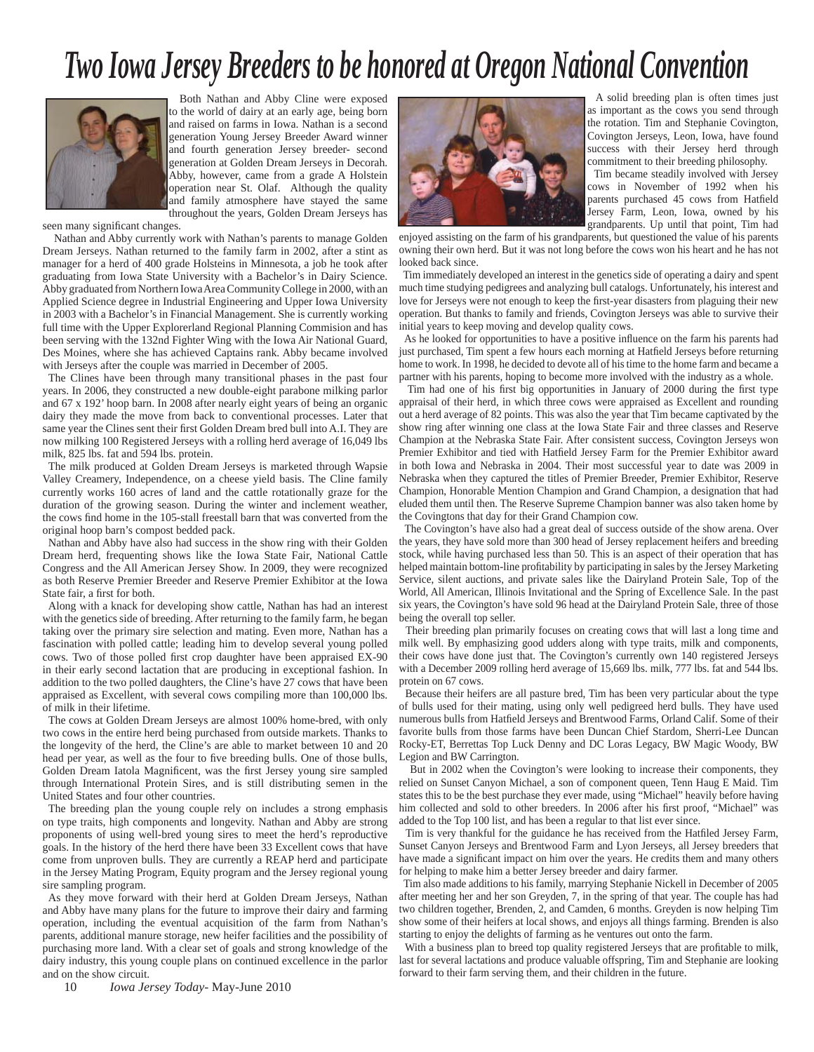# Two Iowa Jersey Breeders to be honored at Oregon National Convention

Both Nathan and Abby Cline were exposed to the world of dairy at an early age, being born and raised on farms in Iowa. Nathan is a second generation Young Jersey Breeder Award winner and fourth generation Jersey breeder- second generation at Golden Dream Jerseys in Decorah. Abby, however, came from a grade A Holstein operation near St. Olaf. Although the quality and family atmosphere have stayed the same throughout the years, Golden Dream Jerseys has seen many significant changes.

Nathan and Abby currently work with Nathan's parents to manage Golden Dream Jerseys. Nathan returned to the family farm in 2002, after a stint as manager for a herd of 400 grade Holsteins in Minnesota, a job he took after graduating from Iowa State University with a Bachelor's in Dairy Science. Abby graduated from Northern Iowa Area Community College in 2000, with an Applied Science degree in Industrial Engineering and Upper Iowa University in 2003 with a Bachelor's in Financial Management. She is currently working full time with the Upper Explorerland Regional Planning Commision and has been serving with the 132nd Fighter Wing with the Iowa Air National Guard, Des Moines, where she has achieved Captains rank. Abby became involved with Jerseys after the couple was married in December of 2005.

The Clines have been through many transitional phases in the past four years. In 2006, they constructed a new double-eight parabone milking parlor and 67 x 192' hoop barn. In 2008 after nearly eight years of being an organic dairy they made the move from back to conventional processes. Later that same year the Clines sent their first Golden Dream bred bull into A.I. They are now milking 100 Registered Jerseys with a rolling herd average of 16,049 lbs milk, 825 lbs. fat and 594 lbs. protein.

The milk produced at Golden Dream Jerseys is marketed through Wapsie Valley Creamery, Independence, on a cheese yield basis. The Cline family currently works 160 acres of land and the cattle rotationally graze for the duration of the growing season. During the winter and inclement weather, the cows find home in the 105-stall freestall barn that was converted from the original hoop barn's compost bedded pack.

Nathan and Abby have also had success in the show ring with their Golden Dream herd, frequenting shows like the Iowa State Fair, National Cattle Congress and the All American Jersey Show. In 2009, they were recognized as both Reserve Premier Breeder and Reserve Premier Exhibitor at the Iowa State fair, a first for both.

Along with a knack for developing show cattle, Nathan has had an interest with the genetics side of breeding. After returning to the family farm, he began taking over the primary sire selection and mating. Even more, Nathan has a fascination with polled cattle; leading him to develop several young polled cows. Two of those polled first crop daughter have been appraised EX-90 in their early second lactation that are producing in exceptional fashion. In addition to the two polled daughters, the Cline's have 27 cows that have been appraised as Excellent, with several cows compiling more than 100,000 lbs. of milk in their lifetime.

The cows at Golden Dream Jerseys are almost 100% home-bred, with only two cows in the entire herd being purchased from outside markets. Thanks to the longevity of the herd, the Cline's are able to market between 10 and 20 head per year, as well as the four to five breeding bulls. One of those bulls, Golden Dream Iatola Magnificent, was the first Jersey young sire sampled through International Protein Sires, and is still distributing semen in the United States and four other countries.

The breeding plan the young couple rely on includes a strong emphasis on type traits, high components and longevity. Nathan and Abby are strong proponents of using well-bred young sires to meet the herd's reproductive goals. In the history of the herd there have been 33 Excellent cows that have come from unproven bulls. They are currently a REAP herd and participate in the Jersey Mating Program, Equity program and the Jersey regional young sire sampling program.

As they move forward with their herd at Golden Dream Jerseys, Nathan and Abby have many plans for the future to improve their dairy and farming operation, including the eventual acquisition of the farm from Nathan's parents, additional manure storage, new heifer facilities and the possibility of purchasing more land. With a clear set of goals and strong knowledge of the dairy industry, this young couple plans on continued excellence in the parlor and on the show circuit.

A solid breeding plan is often times just as important as the cows you send through the rotation. Tim and Stephanie Covington, Covington Jerseys, Leon, Iowa, have found success with their Jersey herd through commitment to their breeding philosophy.

Tim became steadily involved with Jersey cows in November of 1992 when his parents purchased 45 cows from Hatfield Jersey Farm, Leon, Iowa, owned by his grandparents. Up until that point, Tim had enjoyed assisting on the farm of his grandparents, but questioned the value of his parents owning their own herd. But it was not long before the cows won his heart and he has not looked back since.

Tim immediately developed an interest in the genetics side of operating a dairy and spent much time studying pedigrees and analyzing bull catalogs. Unfortunately, his interest and love for Jerseys were not enough to keep the first-year disasters from plaguing their new operation. But thanks to family and friends, Covington Jerseys was able to survive their initial years to keep moving and develop quality cows.

As he looked for opportunities to have a positive influence on the farm his parents had just purchased, Tim spent a few hours each morning at Hatfield Jerseys before returning home to work. In 1998, he decided to devote all of his time to the home farm and became a partner with his parents, hoping to become more involved with the industry as a whole.

Tim had one of his first big opportunities in January of 2000 during the first type appraisal of their herd, in which three cows were appraised as Excellent and rounding out a herd average of 82 points. This was also the year that Tim became captivated by the show ring after winning one class at the Iowa State Fair and three classes and Reserve Champion at the Nebraska State Fair. After consistent success, Covington Jerseys won Premier Exhibitor and tied with Hatfield Jersey Farm for the Premier Exhibitor award in both Iowa and Nebraska in 2004. Their most successful year to date was 2009 in Nebraska when they captured the titles of Premier Breeder, Premier Exhibitor, Reserve Champion, Honorable Mention Champion and Grand Champion, a designation that had eluded them until then. The Reserve Supreme Champion banner was also taken home by the Covingtons that day for their Grand Champion cow.

The Covington's have also had a great deal of success outside of the show arena. Over the years, they have sold more than 300 head of Jersey replacement heifers and breeding stock, while having purchased less than 50. This is an aspect of their operation that has helped maintain bottom-line profitability by participating in sales by the Jersey Marketing Service, silent auctions, and private sales like the Dairyland Protein Sale, Top of the World, All American, Illinois Invitational and the Spring of Excellence Sale. In the past six years, the Covington's have sold 96 head at the Dairyland Protein Sale, three of those being the overall top seller.

Their breeding plan primarily focuses on creating cows that will last a long time and milk well. By emphasizing good udders along with type traits, milk and components, their cows have done just that. The Covington's currently own 140 registered Jerseys with a December 2009 rolling herd average of 15,669 lbs. milk, 777 lbs. fat and 544 lbs. protein on 67 cows.

Because their heifers are all pasture bred, Tim has been very particular about the type of bulls used for their mating, using only well pedigreed herd bulls. They have used numerous bulls from Hatfield Jerseys and Brentwood Farms, Orland Calif. Some of their favorite bulls from those farms have been Duncan Chief Stardom, Sherri-Lee Duncan Rocky-ET, Berrettas Top Luck Denny and DC Loras Legacy, BW Magic Woody, BW Legion and BW Carrington.

But in 2002 when the Covington's were looking to increase their components, they relied on Sunset Canyon Michael, a son of component queen, Tenn Haug E Maid. Tim states this to be the best purchase they ever made, using "Michael" heavily before having him collected and sold to other breeders. In 2006 after his first proof, "Michael" was added to the Top 100 list, and has been a regular to that list ever since.

Tim is very thankful for the guidance he has received from the Hatfiled Jersey Farm, Sunset Canyon Jerseys and Brentwood Farm and Lyon Jerseys, all Jersey breeders that have made a significant impact on him over the years. He credits them and many others for helping to make him a better Jersey breeder and dairy farmer.

Tim also made additions to his family, marrying Stephanie Nickell in December of 2005 after meeting her and her son Greyden, 7, in the spring of that year. The couple has had two children together, Brenden, 2, and Camden, 6 months. Greyden is now helping Tim show some of their heifers at local shows, and enjoys all things farming. Brenden is also starting to enjoy the delights of farming as he ventures out onto the farm.

With a business plan to breed top quality registered Jerseys that are profitable to milk, last for several lactations and produce valuable offspring, Tim and Stephanie are looking forward to their farm serving them, and their children in the future.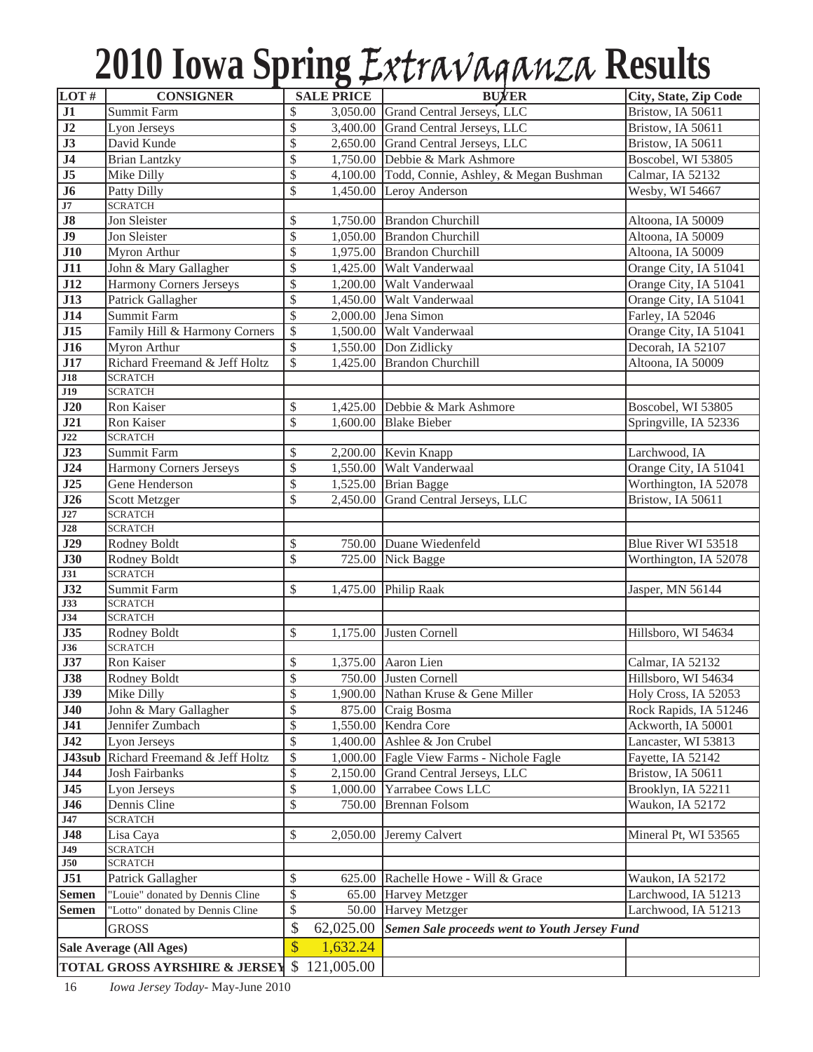# 2010 Iowa Spring Extravaganza Results

| LOT # | CONSIGNER | SALE PRICE | BUYER | City, State, Zip Code |
|---|---|---|---|---|
| J1 | Summit Farm | $ 3,050.00 | Grand Central Jerseys, LLC | Bristow, IA 50611 |
| J2 | Lyon Jerseys | $ 3,400.00 | Grand Central Jerseys, LLC | Bristow, IA 50611 |
| J3 | David Kunde | $ 2,650.00 | Grand Central Jerseys, LLC | Bristow, IA 50611 |
| J4 | Brian Lantzky | $ 1,750.00 | Debbie & Mark Ashmore | Boscobel, WI 53805 |
| J5 | Mike Dilly | $ 4,100.00 | Todd, Connie, Ashley, & Megan Bushman | Calmar, IA 52132 |
| J6 | Patty Dilly | $ 1,450.00 | Leroy Anderson | Wesby, WI 54667 |
| J7 | SCRATCH | | | |
| J8 | Jon Sleister | $ 1,750.00 | Brandon Churchill | Altoona, IA 50009 |
| J9 | Jon Sleister | $ 1,050.00 | Brandon Churchill | Altoona, IA 50009 |
| J10 | Myron Arthur | $ 1,975.00 | Brandon Churchill | Altoona, IA 50009 |
| J11 | John & Mary Gallagher | $ 1,425.00 | Walt Vanderwaal | Orange City, IA 51041 |
| J12 | Harmony Corners Jerseys | $ 1,200.00 | Walt Vanderwaal | Orange City, IA 51041 |
| J13 | Patrick Gallagher | $ 1,450.00 | Walt Vanderwaal | Orange City, IA 51041 |
| J14 | Summit Farm | $ 2,000.00 | Jena Simon | Farley, IA 52046 |
| J15 | Family Hill & Harmony Corners | $ 1,500.00 | Walt Vanderwaal | Orange City, IA 51041 |
| J16 | Myron Arthur | $ 1,550.00 | Don Zidlicky | Decorah, IA 52107 |
| J17 | Richard Freemand & Jeff Holtz | $ 1,425.00 | Brandon Churchill | Altoona, IA 50009 |
| J18 | SCRATCH | | | |
| J19 | SCRATCH | | | |
| J20 | Ron Kaiser | $ 1,425.00 | Debbie & Mark Ashmore | Boscobel, WI 53805 |
| J21 | Ron Kaiser | $ 1,600.00 | Blake Bieber | Springville, IA 52336 |
| J22 | SCRATCH | | | |
| J23 | Summit Farm | $ 2,200.00 | Kevin Knapp | Larchwood, IA |
| J24 | Harmony Corners Jerseys | $ 1,550.00 | Walt Vanderwaal | Orange City, IA 51041 |
| J25 | Gene Henderson | $ 1,525.00 | Brian Bagge | Worthington, IA 52078 |
| J26 | Scott Metzger | $ 2,450.00 | Grand Central Jerseys, LLC | Bristow, IA 50611 |
| J27 | SCRATCH | | | |
| J28 | SCRATCH | | | |
| J29 | Rodney Boldt | $ 750.00 | Duane Wiedenfeld | Blue River WI 53518 |
| J30 | Rodney Boldt | $ 725.00 | Nick Bagge | Worthington, IA 52078 |
| J31 | SCRATCH | | | |
| J32 | Summit Farm | $ 1,475.00 | Philip Raak | Jasper, MN 56144 |
| J33 | SCRATCH | | | |
| J34 | SCRATCH | | | |
| J35 | Rodney Boldt | $ 1,175.00 | Justen Cornell | Hillsboro, WI 54634 |
| J36 | SCRATCH | | | |
| J37 | Ron Kaiser | $ 1,375.00 | Aaron Lien | Calmar, IA 52132 |
| J38 | Rodney Boldt | $ 750.00 | Justen Cornell | Hillsboro, WI 54634 |
| J39 | Mike Dilly | $ 1,900.00 | Nathan Kruse & Gene Miller | Holy Cross, IA 52053 |
| J40 | John & Mary Gallagher | $ 875.00 | Craig Bosma | Rock Rapids, IA 51246 |
| J41 | Jennifer Zumbach | $ 1,550.00 | Kendra Core | Ackworth, IA 50001 |
| J42 | Lyon Jerseys | $ 1,400.00 | Ashlee & Jon Crubel | Lancaster, WI 53813 |
| J43sub | Richard Freemand & Jeff Holtz | $ 1,000.00 | Fagle View Farms - Nichole Fagle | Fayette, IA 52142 |
| J44 | Josh Fairbanks | $ 2,150.00 | Grand Central Jerseys, LLC | Bristow, IA 50611 |
| J45 | Lyon Jerseys | $ 1,000.00 | Yarrabee Cows LLC | Brooklyn, IA 52211 |
| J46 | Dennis Cline | $ 750.00 | Brennan Folsom | Waukon, IA 52172 |
| J47 | SCRATCH | | | |
| J48 | Lisa Caya | $ 2,050.00 | Jeremy Calvert | Mineral Pt, WI 53565 |
| J49 | SCRATCH | | | |
| J50 | SCRATCH | | | |
| J51 | Patrick Gallagher | $ 625.00 | Rachelle Howe - Will & Grace | Waukon, IA 52172 |
| Semen | "Louie" donated by Dennis Cline | $ 65.00 | Harvey Metzger | Larchwood, IA 51213 |
| Semen | "Lotto" donated by Dennis Cline | $ 50.00 | Harvey Metzger | Larchwood, IA 51213 |
| | GROSS | $ 62,025.00 | ***Semen Sale proceeds went to Youth Jersey Fund*** | |
| **Sale Average (All Ages)** | | $ 1,632.24 | | |
| **TOTAL GROSS AYRSHIRE & JERSEY** | | $ 121,005.00 | | |

*Iowa Jersey Today*- May-June 2010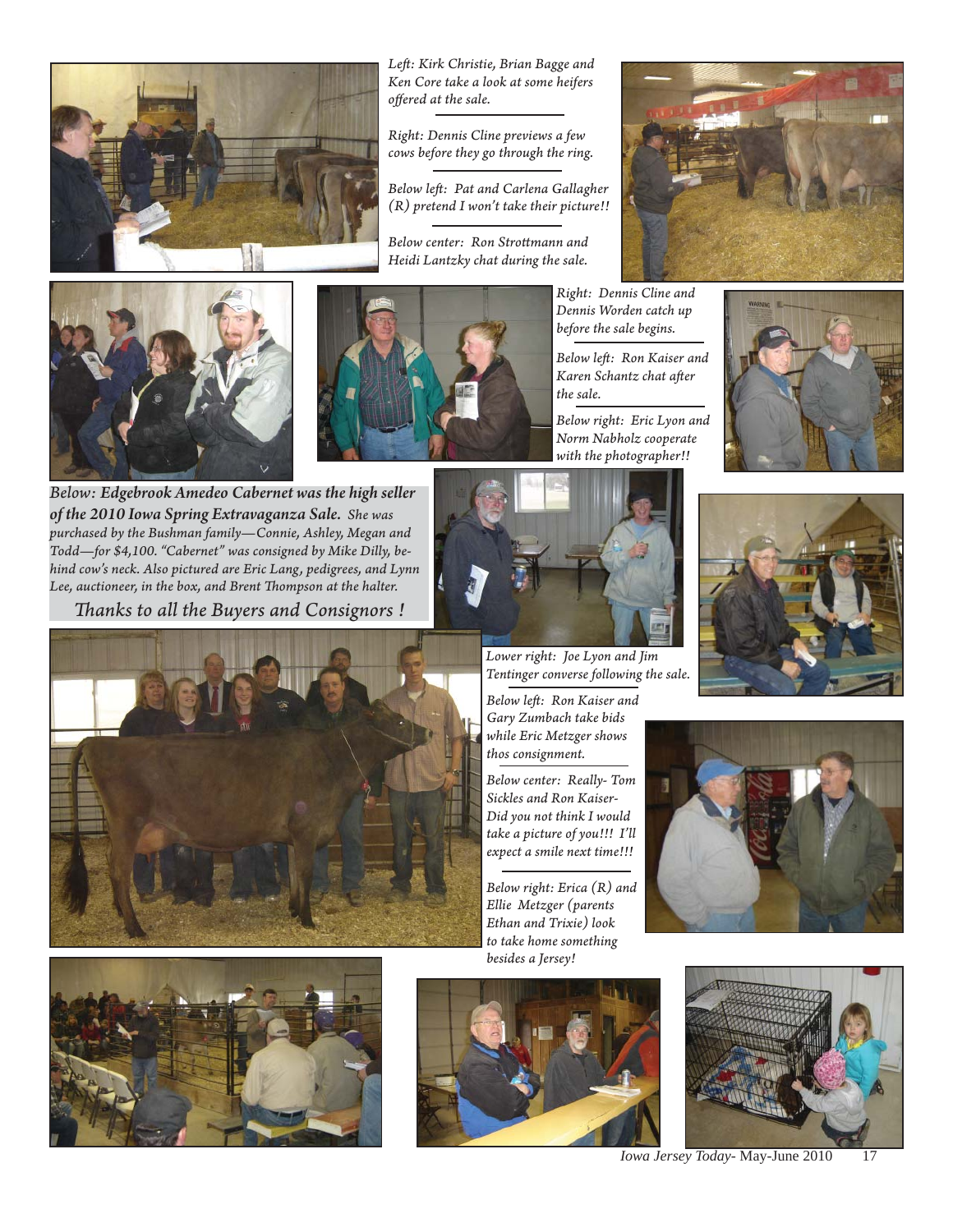*Left: Kirk Christie, Brian Bagge and Ken Core take a look at some heifers offered at the sale.*

*Right: Dennis Cline previews a few cows before they go through the ring.*

*Below left: Pat and Carlena Gallagher (R) pretend I won't take their picture!!*

*Below center: Ron Strottmann and Heidi Lantzky chat during the sale.*

*Right: Dennis Cline and Dennis Worden catch up before the sale begins.*

*Below left: Ron Kaiser and Karen Schantz chat after the sale.*

*Below right: Eric Lyon and Norm Nabholz cooperate with the photographer!!*

***Below: Edgebrook Amedeo Cabernet was the high seller of the 2010 Iowa Spring Extravaganza Sale.*** *She was purchased by the Bushman family—Connie, Ashley, Megan and Todd—for $4,100. "Cabernet" was consigned by Mike Dilly, behind cow's neck. Also pictured are Eric Lang, pedigrees, and Lynn Lee, auctioneer, in the box, and Brent Thompson at the halter.*

*Thanks to all the Buyers and Consignors !*

*Lower right: Joe Lyon and Jim Tentinger converse following the sale.*

*Below left: Ron Kaiser and Gary Zumbach take bids while Eric Metzger shows thos consignment.*

*Below center: Really- Tom Sickles and Ron Kaiser- Did you not think I would take a picture of you!!! I'll expect a smile next time!!!*

*Below right: Erica (R) and Ellie Metzger (parents Ethan and Trixie) look to take home something besides a Jersey!*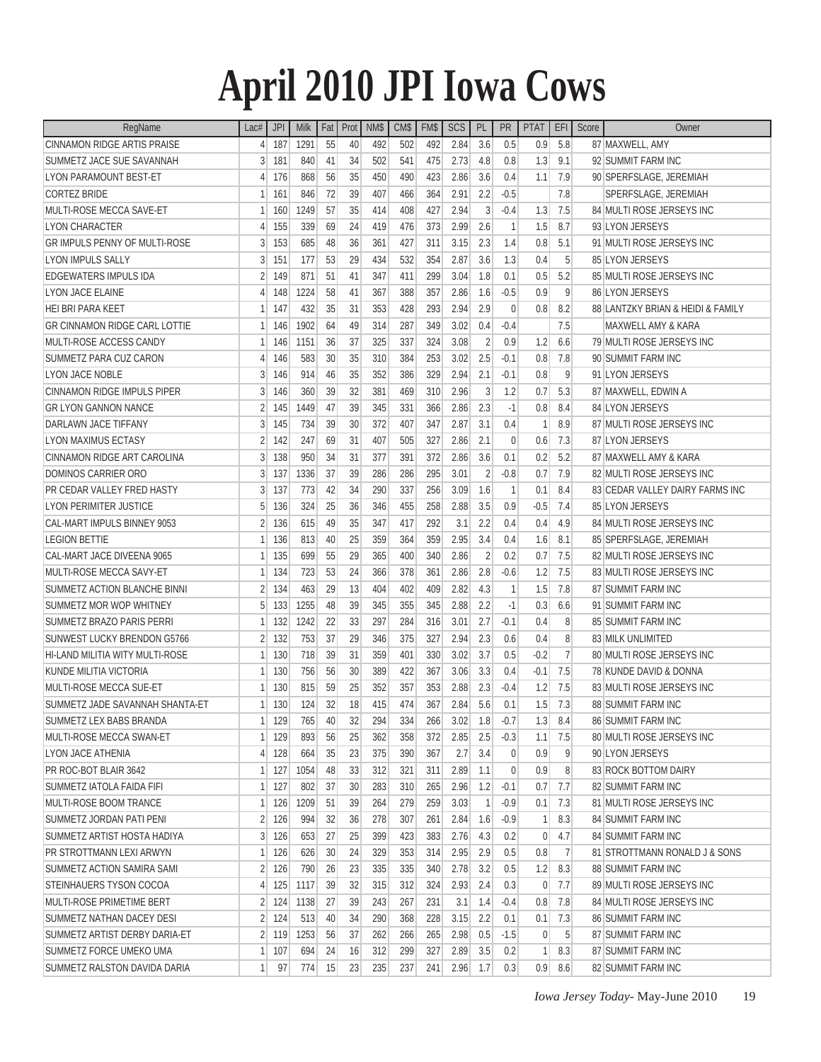# April 2010 JPI Iowa Cows

| RegName | Lac# | JPI | Milk | Fat | Prot | NM$ | CM$ | FM$ | SCS | PL | PR | PTAT | EFI | Score | Owner |
|---|---|---|---|---|---|---|---|---|---|---|---|---|---|---|---|
| CINNAMON RIDGE ARTIS PRAISE | 4 | 187 | 1291 | 55 | 40 | 492 | 502 | 492 | 2.84 | 3.6 | 0.5 | 0.9 | 5.8 | 87 | MAXWELL, AMY |
| SUMMETZ JACE SUE SAVANNAH | 3 | 181 | 840 | 41 | 34 | 502 | 541 | 475 | 2.73 | 4.8 | 0.8 | 1.3 | 9.1 | 92 | SUMMIT FARM INC |
| LYON PARAMOUNT BEST-ET | 4 | 176 | 868 | 56 | 35 | 450 | 490 | 423 | 2.86 | 3.6 | 0.4 | 1.1 | 7.9 | 90 | SPERFSLAGE, JEREMIAH |
| CORTEZ BRIDE | 1 | 161 | 846 | 72 | 39 | 407 | 466 | 364 | 2.91 | 2.2 | -0.5 | | 7.8 | | SPERFSLAGE, JEREMIAH |
| MULTI-ROSE MECCA SAVE-ET | 1 | 160 | 1249 | 57 | 35 | 414 | 408 | 427 | 2.94 | 3 | -0.4 | 1.3 | 7.5 | 84 | MULTI ROSE JERSEYS INC |
| LYON CHARACTER | 4 | 155 | 339 | 69 | 24 | 419 | 476 | 373 | 2.99 | 2.6 | 1 | 1.5 | 8.7 | 93 | LYON JERSEYS |
| GR IMPULS PENNY OF MULTI-ROSE | 3 | 153 | 685 | 48 | 36 | 361 | 427 | 311 | 3.15 | 2.3 | 1.4 | 0.8 | 5.1 | 91 | MULTI ROSE JERSEYS INC |
| LYON IMPULS SALLY | 3 | 151 | 177 | 53 | 29 | 434 | 532 | 354 | 2.87 | 3.6 | 1.3 | 0.4 | 5 | 85 | LYON JERSEYS |
| EDGEWATERS IMPULS IDA | 2 | 149 | 871 | 51 | 41 | 347 | 411 | 299 | 3.04 | 1.8 | 0.1 | 0.5 | 5.2 | 85 | MULTI ROSE JERSEYS INC |
| LYON JACE ELAINE | 4 | 148 | 1224 | 58 | 41 | 367 | 388 | 357 | 2.86 | 1.6 | -0.5 | 0.9 | 9 | 86 | LYON JERSEYS |
| HEI BRI PARA KEET | 1 | 147 | 432 | 35 | 31 | 353 | 428 | 293 | 2.94 | 2.9 | 0 | 0.8 | 8.2 | 88 | LANTZKY BRIAN & HEIDI & FAMILY |
| GR CINNAMON RIDGE CARL LOTTIE | 1 | 146 | 1902 | 64 | 49 | 314 | 287 | 349 | 3.02 | 0.4 | -0.4 | | 7.5 | | MAXWELL AMY & KARA |
| MULTI-ROSE ACCESS CANDY | 1 | 146 | 1151 | 36 | 37 | 325 | 337 | 324 | 3.08 | 2 | 0.9 | 1.2 | 6.6 | 79 | MULTI ROSE JERSEYS INC |
| SUMMETZ PARA CUZ CARON | 4 | 146 | 583 | 30 | 35 | 310 | 384 | 253 | 3.02 | 2.5 | -0.1 | 0.8 | 7.8 | 90 | SUMMIT FARM INC |
| LYON JACE NOBLE | 3 | 146 | 914 | 46 | 35 | 352 | 386 | 329 | 2.94 | 2.1 | -0.1 | 0.8 | 9 | 91 | LYON JERSEYS |
| CINNAMON RIDGE IMPULS PIPER | 3 | 146 | 360 | 39 | 32 | 381 | 469 | 310 | 2.96 | 3 | 1.2 | 0.7 | 5.3 | 87 | MAXWELL, EDWIN A |
| GR LYON GANNON NANCE | 2 | 145 | 1449 | 47 | 39 | 345 | 331 | 366 | 2.86 | 2.3 | -1 | 0.8 | 8.4 | 84 | LYON JERSEYS |
| DARLAWN JACE TIFFANY | 3 | 145 | 734 | 39 | 30 | 372 | 407 | 347 | 2.87 | 3.1 | 0.4 | 1 | 8.9 | 87 | MULTI ROSE JERSEYS INC |
| LYON MAXIMUS ECTASY | 2 | 142 | 247 | 69 | 31 | 407 | 505 | 327 | 2.86 | 2.1 | 0 | 0.6 | 7.3 | 87 | LYON JERSEYS |
| CINNAMON RIDGE ART CAROLINA | 3 | 138 | 950 | 34 | 31 | 377 | 391 | 372 | 2.86 | 3.6 | 0.1 | 0.2 | 5.2 | 87 | MAXWELL AMY & KARA |
| DOMINOS CARRIER ORO | 3 | 137 | 1336 | 37 | 39 | 286 | 286 | 295 | 3.01 | 2 | -0.8 | 0.7 | 7.9 | 82 | MULTI ROSE JERSEYS INC |
| PR CEDAR VALLEY FRED HASTY | 3 | 137 | 773 | 42 | 34 | 290 | 337 | 256 | 3.09 | 1.6 | 1 | 0.1 | 8.4 | 83 | CEDAR VALLEY DAIRY FARMS INC |
| LYON PERIMITER JUSTICE | 5 | 136 | 324 | 25 | 36 | 346 | 455 | 258 | 2.88 | 3.5 | 0.9 | -0.5 | 7.4 | 85 | LYON JERSEYS |
| CAL-MART IMPULS BINNEY 9053 | 2 | 136 | 615 | 49 | 35 | 347 | 417 | 292 | 3.1 | 2.2 | 0.4 | 0.4 | 4.9 | 84 | MULTI ROSE JERSEYS INC |
| LEGION BETTIE | 1 | 136 | 813 | 40 | 25 | 359 | 364 | 359 | 2.95 | 3.4 | 0.4 | 1.6 | 8.1 | 85 | SPERFSLAGE, JEREMIAH |
| CAL-MART JACE DIVEENA 9065 | 1 | 135 | 699 | 55 | 29 | 365 | 400 | 340 | 2.86 | 2 | 0.2 | 0.7 | 7.5 | 82 | MULTI ROSE JERSEYS INC |
| MULTI-ROSE MECCA SAVY-ET | 1 | 134 | 723 | 53 | 24 | 366 | 378 | 361 | 2.86 | 2.8 | -0.6 | 1.2 | 7.5 | 83 | MULTI ROSE JERSEYS INC |
| SUMMETZ ACTION BLANCHE BINNI | 2 | 134 | 463 | 29 | 13 | 404 | 402 | 409 | 2.82 | 4.3 | 1 | 1.5 | 7.8 | 87 | SUMMIT FARM INC |
| SUMMETZ MOR WOP WHITNEY | 5 | 133 | 1255 | 48 | 39 | 345 | 355 | 345 | 2.88 | 2.2 | -1 | 0.3 | 6.6 | 91 | SUMMIT FARM INC |
| SUMMETZ BRAZO PARIS PERRI | 1 | 132 | 1242 | 22 | 33 | 297 | 284 | 316 | 3.01 | 2.7 | -0.1 | 0.4 | 8 | 85 | SUMMIT FARM INC |
| SUNWEST LUCKY BRENDON G5766 | 2 | 132 | 753 | 37 | 29 | 346 | 375 | 327 | 2.94 | 2.3 | 0.6 | 0.4 | 8 | 83 | MILK UNLIMITED |
| HI-LAND MILITIA WITY MULTI-ROSE | 1 | 130 | 718 | 39 | 31 | 359 | 401 | 330 | 3.02 | 3.7 | 0.5 | -0.2 | 7 | 80 | MULTI ROSE JERSEYS INC |
| KUNDE MILITIA VICTORIA | 1 | 130 | 756 | 56 | 30 | 389 | 422 | 367 | 3.06 | 3.3 | 0.4 | -0.1 | 7.5 | 78 | KUNDE DAVID & DONNA |
| MULTI-ROSE MECCA SUE-ET | 1 | 130 | 815 | 59 | 25 | 352 | 357 | 353 | 2.88 | 2.3 | -0.4 | 1.2 | 7.5 | 83 | MULTI ROSE JERSEYS INC |
| SUMMETZ JADE SAVANNAH SHANTA-ET | 1 | 130 | 124 | 32 | 18 | 415 | 474 | 367 | 2.84 | 5.6 | 0.1 | 1.5 | 7.3 | 88 | SUMMIT FARM INC |
| SUMMETZ LEX BABS BRANDA | 1 | 129 | 765 | 40 | 32 | 294 | 334 | 266 | 3.02 | 1.8 | -0.7 | 1.3 | 8.4 | 86 | SUMMIT FARM INC |
| MULTI-ROSE MECCA SWAN-ET | 1 | 129 | 893 | 56 | 25 | 362 | 358 | 372 | 2.85 | 2.5 | -0.3 | 1.1 | 7.5 | 80 | MULTI ROSE JERSEYS INC |
| LYON JACE ATHENIA | 4 | 128 | 664 | 35 | 23 | 375 | 390 | 367 | 2.7 | 3.4 | 0 | 0.9 | 9 | 90 | LYON JERSEYS |
| PR ROC-BOT BLAIR 3642 | 1 | 127 | 1054 | 48 | 33 | 312 | 321 | 311 | 2.89 | 1.1 | 0 | 0.9 | 8 | 83 | ROCK BOTTOM DAIRY |
| SUMMETZ IATOLA FAIDA FIFI | 1 | 127 | 802 | 37 | 30 | 283 | 310 | 265 | 2.96 | 1.2 | -0.1 | 0.7 | 7.7 | 82 | SUMMIT FARM INC |
| MULTI-ROSE BOOM TRANCE | 1 | 126 | 1209 | 51 | 39 | 264 | 279 | 259 | 3.03 | 1 | -0.9 | 0.1 | 7.3 | 81 | MULTI ROSE JERSEYS INC |
| SUMMETZ JORDAN PATI PENI | 2 | 126 | 994 | 32 | 36 | 278 | 307 | 261 | 2.84 | 1.6 | -0.9 | 1 | 8.3 | 84 | SUMMIT FARM INC |
| SUMMETZ ARTIST HOSTA HADIYA | 3 | 126 | 653 | 27 | 25 | 399 | 423 | 383 | 2.76 | 4.3 | 0.2 | 0 | 4.7 | 84 | SUMMIT FARM INC |
| PR STROTTMANN LEXI ARWYN | 1 | 126 | 626 | 30 | 24 | 329 | 353 | 314 | 2.95 | 2.9 | 0.5 | 0.8 | 7 | 81 | STROTTMANN RONALD J & SONS |
| SUMMETZ ACTION SAMIRA SAMI | 2 | 126 | 790 | 26 | 23 | 335 | 335 | 340 | 2.78 | 3.2 | 0.5 | 1.2 | 8.3 | 88 | SUMMIT FARM INC |
| STEINHAUERS TYSON COCOA | 4 | 125 | 1117 | 39 | 32 | 315 | 312 | 324 | 2.93 | 2.4 | 0.3 | 0 | 7.7 | 89 | MULTI ROSE JERSEYS INC |
| MULTI-ROSE PRIMETIME BERT | 2 | 124 | 1138 | 27 | 39 | 243 | 267 | 231 | 3.1 | 1.4 | -0.4 | 0.8 | 7.8 | 84 | MULTI ROSE JERSEYS INC |
| SUMMETZ NATHAN DACEY DESI | 2 | 124 | 513 | 40 | 34 | 290 | 368 | 228 | 3.15 | 2.2 | 0.1 | 0.1 | 7.3 | 86 | SUMMIT FARM INC |
| SUMMETZ ARTIST DERBY DARIA-ET | 2 | 119 | 1253 | 56 | 37 | 262 | 266 | 265 | 2.98 | 0.5 | -1.5 | 0 | 5 | 87 | SUMMIT FARM INC |
| SUMMETZ FORCE UMEKO UMA | 1 | 107 | 694 | 24 | 16 | 312 | 299 | 327 | 2.89 | 3.5 | 0.2 | 1 | 8.3 | 87 | SUMMIT FARM INC |
| SUMMETZ RALSTON DAVIDA DARIA | 1 | 97 | 774 | 15 | 23 | 235 | 237 | 241 | 2.96 | 1.7 | 0.3 | 0.9 | 8.6 | 82 | SUMMIT FARM INC |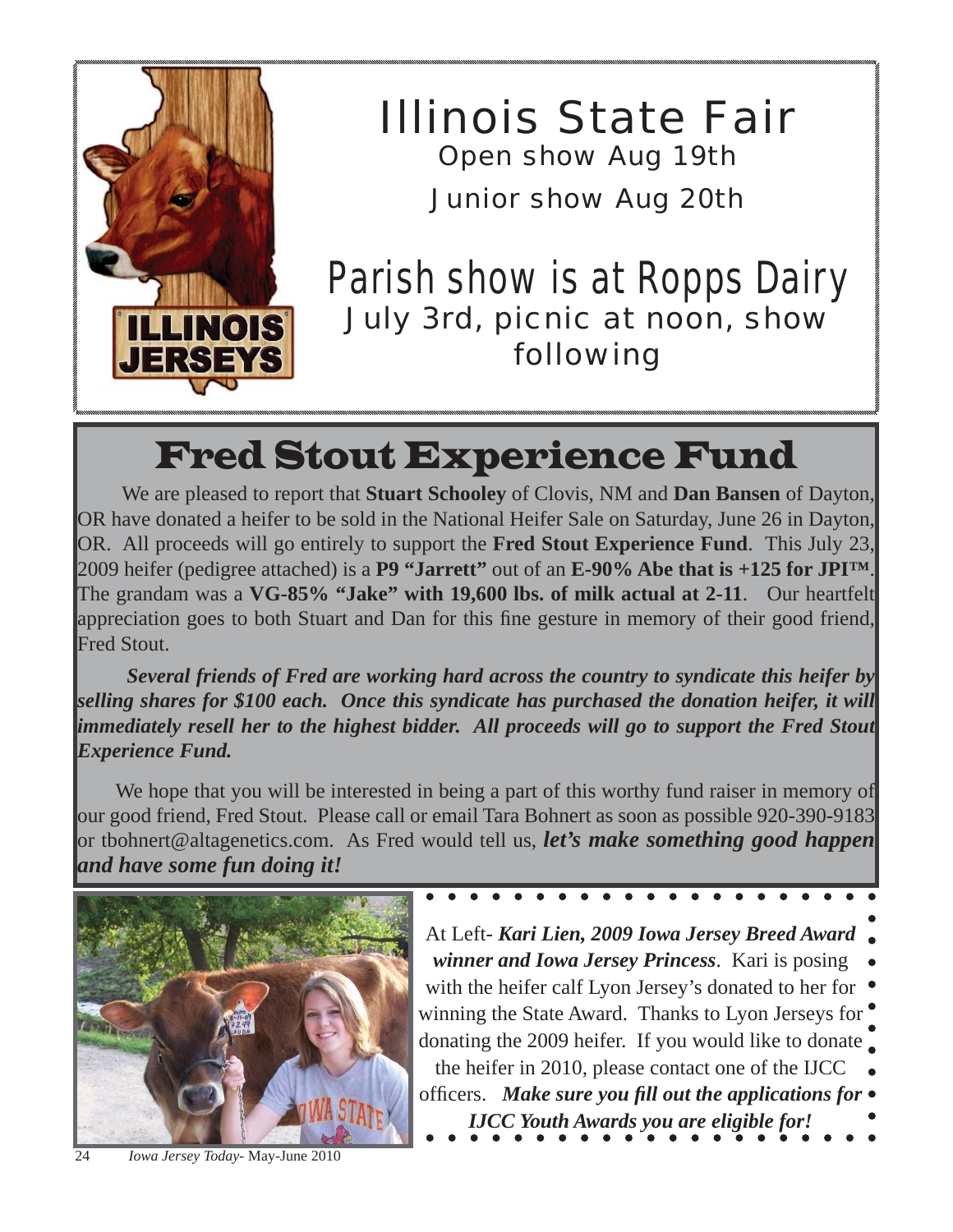# Illinois State Fair

Open show Aug 19th

Junior show Aug 20th

## Parish show is at Ropps Dairy

July 3rd, picnic at noon, show following

ILLINOIS JERSEYS

# Fred Stout Experience Fund

We are pleased to report that **Stuart Schooley** of Clovis, NM and **Dan Bansen** of Dayton, OR have donated a heifer to be sold in the National Heifer Sale on Saturday, June 26 in Dayton, OR. All proceeds will go entirely to support the **Fred Stout Experience Fund**. This July 23, 2009 heifer (pedigree attached) is a **P9 "Jarrett"** out of an **E-90% Abe that is +125 for JPI™**. The grandam was a **VG-85% "Jake" with 19,600 lbs. of milk actual at 2-11**. Our heartfelt appreciation goes to both Stuart and Dan for this fine gesture in memory of their good friend, Fred Stout.

***Several friends of Fred are working hard across the country to syndicate this heifer by selling shares for $100 each. Once this syndicate has purchased the donation heifer, it will immediately resell her to the highest bidder. All proceeds will go to support the Fred Stout Experience Fund.***

We hope that you will be interested in being a part of this worthy fund raiser in memory of our good friend, Fred Stout. Please call or email Tara Bohnert as soon as possible 920-390-9183 or tbohnert@altagenetics.com. As Fred would tell us, ***let's make something good happen and have some fun doing it!***

At Left- ***Kari Lien, 2009 Iowa Jersey Breed Award winner and Iowa Jersey Princess***. Kari is posing with the heifer calf Lyon Jersey's donated to her for winning the State Award. Thanks to Lyon Jerseys for donating the 2009 heifer. If you would like to donate the heifer in 2010, please contact one of the IJCC officers. ***Make sure you fill out the applications for IJCC Youth Awards you are eligible for!***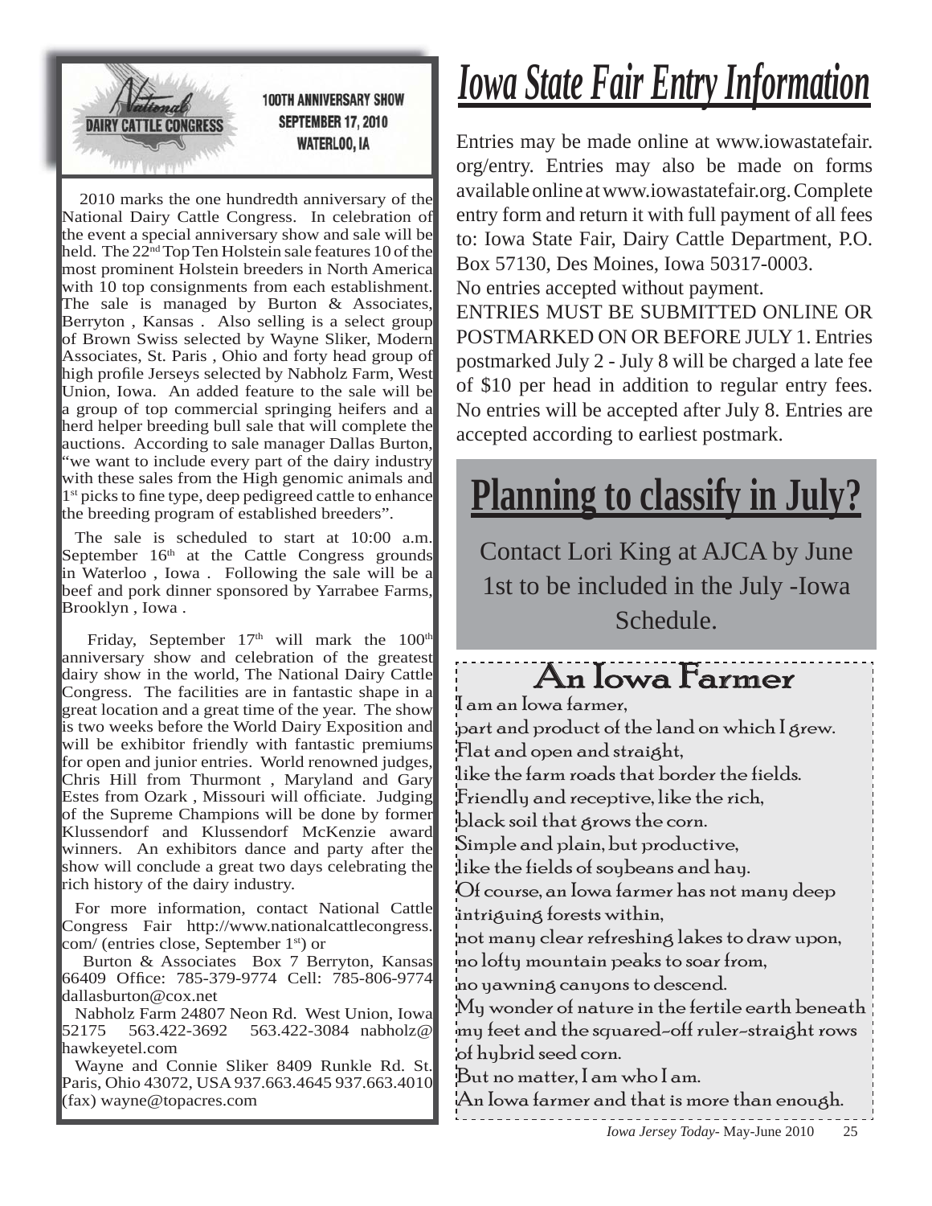National Dairy Cattle Congress

100TH ANNIVERSARY SHOW
SEPTEMBER 17, 2010
WATERLOO, IA

2010 marks the one hundredth anniversary of the National Dairy Cattle Congress. In celebration of the event a special anniversary show and sale will be held. The 22nd Top Ten Holstein sale features 10 of the most prominent Holstein breeders in North America with 10 top consignments from each establishment. The sale is managed by Burton & Associates, Berryton , Kansas . Also selling is a select group of Brown Swiss selected by Wayne Sliker, Modern Associates, St. Paris , Ohio and forty head group of high profile Jerseys selected by Nabholz Farm, West Union, Iowa. An added feature to the sale will be a group of top commercial springing heifers and a herd helper breeding bull sale that will complete the auctions. According to sale manager Dallas Burton, "we want to include every part of the dairy industry with these sales from the High genomic animals and 1st picks to fine type, deep pedigreed cattle to enhance the breeding program of established breeders".

The sale is scheduled to start at 10:00 a.m. September 16th at the Cattle Congress grounds in Waterloo , Iowa . Following the sale will be a beef and pork dinner sponsored by Yarrabee Farms, Brooklyn , Iowa .

Friday, September 17th will mark the 100th anniversary show and celebration of the greatest dairy show in the world, The National Dairy Cattle Congress. The facilities are in fantastic shape in a great location and a great time of the year. The show is two weeks before the World Dairy Exposition and will be exhibitor friendly with fantastic premiums for open and junior entries. World renowned judges, Chris Hill from Thurmont , Maryland and Gary Estes from Ozark , Missouri will officiate. Judging of the Supreme Champions will be done by former Klussendorf and Klussendorf McKenzie award winners. An exhibitors dance and party after the show will conclude a great two days celebrating the rich history of the dairy industry.

For more information, contact National Cattle Congress Fair http://www.nationalcattlecongress.com/ (entries close, September 1st) or

Burton & Associates Box 7 Berryton, Kansas 66409 Office: 785-379-9774 Cell: 785-806-9774 dallasburton@cox.net

Nabholz Farm 24807 Neon Rd. West Union, Iowa 52175 563.422-3692 563.422-3084 nabholz@hawkeyetel.com

Wayne and Connie Sliker 8409 Runkle Rd. St. Paris, Ohio 43072, USA 937.663.4645 937.663.4010 (fax) wayne@topacres.com

# *Iowa State Fair Entry Information*

Entries may be made online at www.iowastatefair.org/entry. Entries may also be made on forms available online at www.iowastatefair.org. Complete entry form and return it with full payment of all fees to: Iowa State Fair, Dairy Cattle Department, P.O. Box 57130, Des Moines, Iowa 50317-0003.
No entries accepted without payment.
ENTRIES MUST BE SUBMITTED ONLINE OR POSTMARKED ON OR BEFORE JULY 1. Entries postmarked July 2 - July 8 will be charged a late fee of $10 per head in addition to regular entry fees. No entries will be accepted after July 8. Entries are accepted according to earliest postmark.

# Planning to classify in July?

Contact Lori King at AJCA by June 1st to be included in the July -Iowa Schedule.

## An Iowa Farmer

I am an Iowa farmer,
part and product of the land on which I grew.
Flat and open and straight,
like the farm roads that border the fields.
Friendly and receptive, like the rich,
black soil that grows the corn.
Simple and plain, but productive,
like the fields of soybeans and hay.
Of course, an Iowa farmer has not many deep intriguing forests within,
not many clear refreshing lakes to draw upon,
no lofty mountain peaks to soar from,
no yawning canyons to descend.
My wonder of nature in the fertile earth beneath my feet and the squared-off ruler-straight rows of hybrid seed corn.
But no matter, I am who I am.
An Iowa farmer and that is more than enough.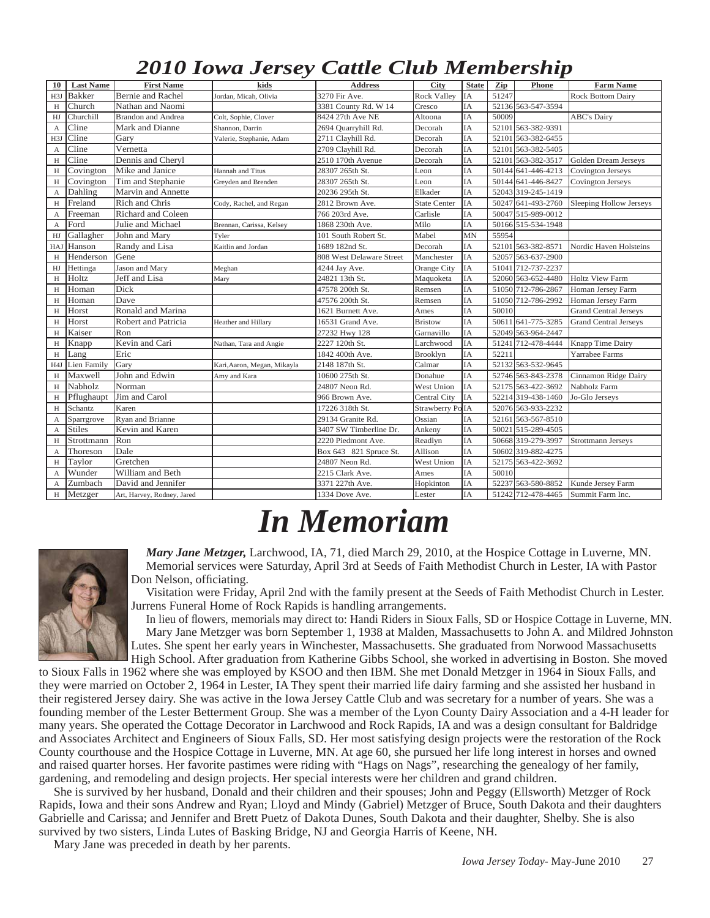# 2010 Iowa Jersey Cattle Club Membership

| 10 | Last Name | First Name | kids | Address | City | State | Zip | Phone | Farm Name |
|---|---|---|---|---|---|---|---|---|---|
| H3J | Bakker | Bernie and Rachel | Jordan, Micah, Olivia | 3270 Fir Ave. | Rock Valley | IA | 51247 | | Rock Bottom Dairy |
| H | Church | Nathan and Naomi | | 3381 County Rd. W 14 | Cresco | IA | 52136 | 563-547-3594 | |
| HJ | Churchill | Brandon and Andrea | Colt, Sophie, Clover | 8424 27th Ave NE | Altoona | IA | 50009 | | ABC's Dairy |
| A | Cline | Mark and Dianne | Shannon, Darrin | 2694 Quarryhill Rd. | Decorah | IA | 52101 | 563-382-9391 | |
| H3J | Cline | Gary | Valerie, Stephanie, Adam | 2711 Clayhill Rd. | Decorah | IA | 52101 | 563-382-6455 | |
| A | Cline | Vernetta | | 2709 Clayhill Rd. | Decorah | IA | 52101 | 563-382-5405 | |
| H | Cline | Dennis and Cheryl | | 2510 170th Avenue | Decorah | IA | 52101 | 563-382-3517 | Golden Dream Jerseys |
| H | Covington | Mike and Janice | Hannah and Titus | 28307 265th St. | Leon | IA | 50144 | 641-446-4213 | Covington Jerseys |
| H | Covington | Tim and Stephanie | Greyden and Brenden | 28307 265th St. | Leon | IA | 50144 | 641-446-8427 | Covington Jerseys |
| A | Dahling | Marvin and Annette | | 20236 295th St. | Elkader | IA | 52043 | 319-245-1419 | |
| H | Freland | Rich and Chris | Cody, Rachel, and Regan | 2812 Brown Ave. | State Center | IA | 50247 | 641-493-2760 | Sleeping Hollow Jerseys |
| A | Freeman | Richard and Coleen | | 766 203rd Ave. | Carlisle | IA | 50047 | 515-989-0012 | |
| A | Ford | Julie and Michael | Brennan, Carissa, Kelsey | 1868 230th Ave. | Milo | IA | 50166 | 515-534-1948 | |
| HJ | Gallagher | John and Mary | Tyler | 101 South Robert St. | Mabel | MN | 55954 | | |
| HAJ | Hanson | Randy and Lisa | Kaitlin and Jordan | 1689 182nd St. | Decorah | IA | 52101 | 563-382-8571 | Nordic Haven Holsteins |
| H | Henderson | Gene | | 808 West Delaware Street | Manchester | IA | 52057 | 563-637-2900 | |
| HJ | Hettinga | Jason and Mary | Meghan | 4244 Jay Ave. | Orange City | IA | 51041 | 712-737-2237 | |
| H | Holtz | Jeff and Lisa | Mary | 24821 13th St. | Maquoketa | IA | 52060 | 563-652-4480 | Holtz View Farm |
| H | Homan | Dick | | 47578 200th St. | Remsen | IA | 51050 | 712-786-2867 | Homan Jersey Farm |
| H | Homan | Dave | | 47576 200th St. | Remsen | IA | 51050 | 712-786-2992 | Homan Jersey Farm |
| H | Horst | Ronald and Marina | | 1621 Burnett Ave. | Ames | IA | 50010 | | Grand Central Jerseys |
| H | Horst | Robert and Patricia | Heather and Hillary | 16531 Grand Ave. | Bristow | IA | 50611 | 641-775-3285 | Grand Central Jerseys |
| H | Kaiser | Ron | | 27232 Hwy 128 | Garnavillo | IA | 52049 | 563-964-2447 | |
| H | Knapp | Kevin and Cari | Nathan, Tara and Angie | 2227 120th St. | Larchwood | IA | 51241 | 712-478-4444 | Knapp Time Dairy |
| H | Lang | Eric | | 1842 400th Ave. | Brooklyn | IA | 52211 | | Yarrabee Farms |
| H4J | Lien Family | Gary | Kari,Aaron, Megan, Mikayla | 2148 187th St. | Calmar | IA | 52132 | 563-532-9645 | |
| H | Maxwell | John and Edwin | Amy and Kara | 10600 275th St. | Donahue | IA | 52746 | 563-843-2378 | Cinnamon Ridge Dairy |
| H | Nabholz | Norman | | 24807 Neon Rd. | West Union | IA | 52175 | 563-422-3692 | Nabholz Farm |
| H | Pflughaupt | Jim and Carol | | 966 Brown Ave. | Central City | IA | 52214 | 319-438-1460 | Jo-Glo Jerseys |
| H | Schantz | Karen | | 17226 318th St. | Strawberry Po | IA | 52076 | 563-933-2232 | |
| A | Sparrgrove | Ryan and Brianne | | 29134 Granite Rd. | Ossian | IA | 52161 | 563-567-8510 | |
| A | Stiles | Kevin and Karen | | 3407 SW Timberline Dr. | Ankeny | IA | 50021 | 515-289-4505 | |
| H | Strottmann | Ron | | 2220 Piedmont Ave. | Readlyn | IA | 50668 | 319-279-3997 | Strottmann Jerseys |
| A | Thoreson | Dale | | Box 643 821 Spruce St. | Allison | IA | 50602 | 319-882-4275 | |
| H | Taylor | Gretchen | | 24807 Neon Rd. | West Union | IA | 52175 | 563-422-3692 | |
| A | Wunder | William and Beth | | 2215 Clark Ave. | Ames | IA | 50010 | | |
| A | Zumbach | David and Jennifer | | 3371 227th Ave. | Hopkinton | IA | 52237 | 563-580-8852 | Kunde Jersey Farm |
| H | Metzger | Art, Harvey, Rodney, Jared | | 1334 Dove Ave. | Lester | IA | 51242 | 712-478-4465 | Summit Farm Inc. |

# In Memoriam

***Mary Jane Metzger,*** Larchwood, IA, 71, died March 29, 2010, at the Hospice Cottage in Luverne, MN.

Memorial services were Saturday, April 3rd at Seeds of Faith Methodist Church in Lester, IA with Pastor Don Nelson, officiating.

Visitation were Friday, April 2nd with the family present at the Seeds of Faith Methodist Church in Lester. Jurrens Funeral Home of Rock Rapids is handling arrangements.

In lieu of flowers, memorials may direct to: Handi Riders in Sioux Falls, SD or Hospice Cottage in Luverne, MN.

Mary Jane Metzger was born September 1, 1938 at Malden, Massachusetts to John A. and Mildred Johnston Lutes. She spent her early years in Winchester, Massachusetts. She graduated from Norwood Massachusetts High School. After graduation from Katherine Gibbs School, she worked in advertising in Boston. She moved to Sioux Falls in 1962 where she was employed by KSOO and then IBM. She met Donald Metzger in 1964 in Sioux Falls, and they were married on October 2, 1964 in Lester, IA They spent their married life dairy farming and she assisted her husband in their registered Jersey dairy. She was active in the Iowa Jersey Cattle Club and was secretary for a number of years. She was a founding member of the Lester Betterment Group. She was a member of the Lyon County Dairy Association and a 4-H leader for many years. She operated the Cottage Decorator in Larchwood and Rock Rapids, IA and was a design consultant for Baldridge and Associates Architect and Engineers of Sioux Falls, SD. Her most satisfying design projects were the restoration of the Rock County courthouse and the Hospice Cottage in Luverne, MN. At age 60, she pursued her life long interest in horses and owned and raised quarter horses. Her favorite pastimes were riding with "Hags on Nags", researching the genealogy of her family, gardening, and remodeling and design projects. Her special interests were her children and grand children.

She is survived by her husband, Donald and their children and their spouses; John and Peggy (Ellsworth) Metzger of Rock Rapids, Iowa and their sons Andrew and Ryan; Lloyd and Mindy (Gabriel) Metzger of Bruce, South Dakota and their daughters Gabrielle and Carissa; and Jennifer and Brett Puetz of Dakota Dunes, South Dakota and their daughter, Shelby. She is also survived by two sisters, Linda Lutes of Basking Bridge, NJ and Georgia Harris of Keene, NH.

Mary Jane was preceded in death by her parents.